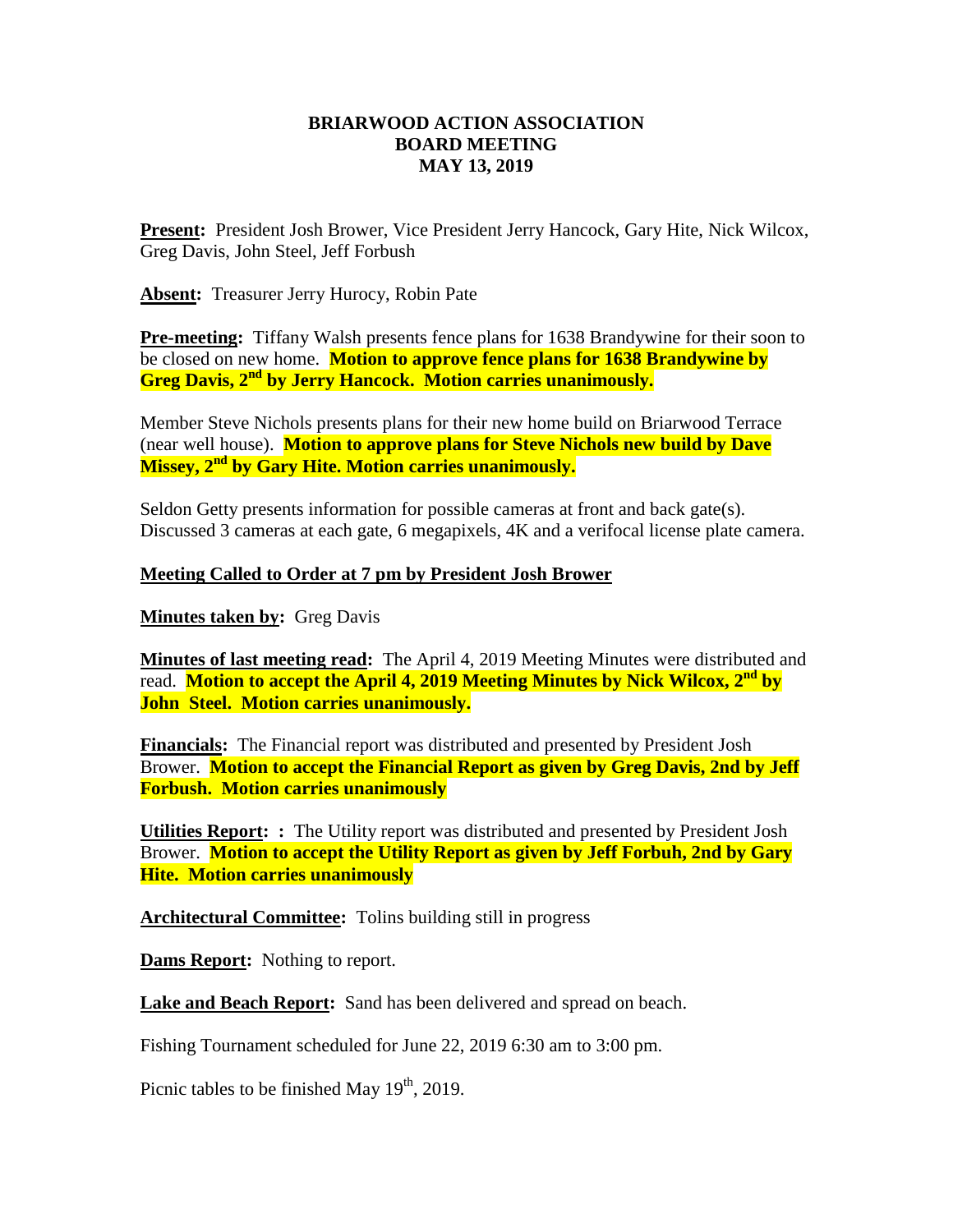# BRIARWOOD ACTION ASSOCIATION
## BOARD MEETING
## MAY 13, 2019

**Present:** President Josh Brower, Vice President Jerry Hancock, Gary Hite, Nick Wilcox, Greg Davis, John Steel, Jeff Forbush

**Absent:** Treasurer Jerry Hurocy, Robin Pate

**Pre-meeting:** Tiffany Walsh presents fence plans for 1638 Brandywine for their soon to be closed on new home. **Motion to approve fence plans for 1638 Brandywine by Greg Davis, 2nd by Jerry Hancock. Motion carries unanimously.**

Member Steve Nichols presents plans for their new home build on Briarwood Terrace (near well house). **Motion to approve plans for Steve Nichols new build by Dave Missey, 2nd by Gary Hite. Motion carries unanimously.**

Seldon Getty presents information for possible cameras at front and back gate(s). Discussed 3 cameras at each gate, 6 megapixels, 4K and a verifocal license plate camera.

**Meeting Called to Order at 7 pm by President Josh Brower**

**Minutes taken by:** Greg Davis

**Minutes of last meeting read:** The April 4, 2019 Meeting Minutes were distributed and read. **Motion to accept the April 4, 2019 Meeting Minutes by Nick Wilcox, 2nd by John Steel. Motion carries unanimously.**

**Financials:** The Financial report was distributed and presented by President Josh Brower. **Motion to accept the Financial Report as given by Greg Davis, 2nd by Jeff Forbush. Motion carries unanimously**

**Utilities Report: :** The Utility report was distributed and presented by President Josh Brower. **Motion to accept the Utility Report as given by Jeff Forbuh, 2nd by Gary Hite. Motion carries unanimously**

**Architectural Committee:** Tolins building still in progress

**Dams Report:** Nothing to report.

**Lake and Beach Report:** Sand has been delivered and spread on beach.

Fishing Tournament scheduled for June 22, 2019 6:30 am to 3:00 pm.

Picnic tables to be finished May 19th, 2019.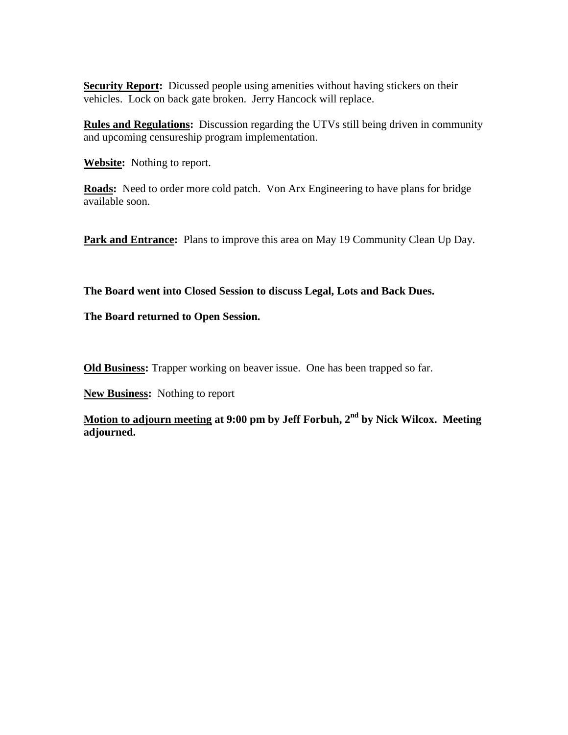**Security Report:** Dicussed people using amenities without having stickers on their vehicles. Lock on back gate broken. Jerry Hancock will replace.

**Rules and Regulations:** Discussion regarding the UTVs still being driven in community and upcoming censureship program implementation.

**Website:** Nothing to report.

**Roads:** Need to order more cold patch. Von Arx Engineering to have plans for bridge available soon.

**Park and Entrance:** Plans to improve this area on May 19 Community Clean Up Day.

**The Board went into Closed Session to discuss Legal, Lots and Back Dues.**

**The Board returned to Open Session.**

**Old Business:** Trapper working on beaver issue. One has been trapped so far.

**New Business:** Nothing to report

**Motion to adjourn meeting at 9:00 pm by Jeff Forbuh, 2nd by Nick Wilcox. Meeting adjourned.**